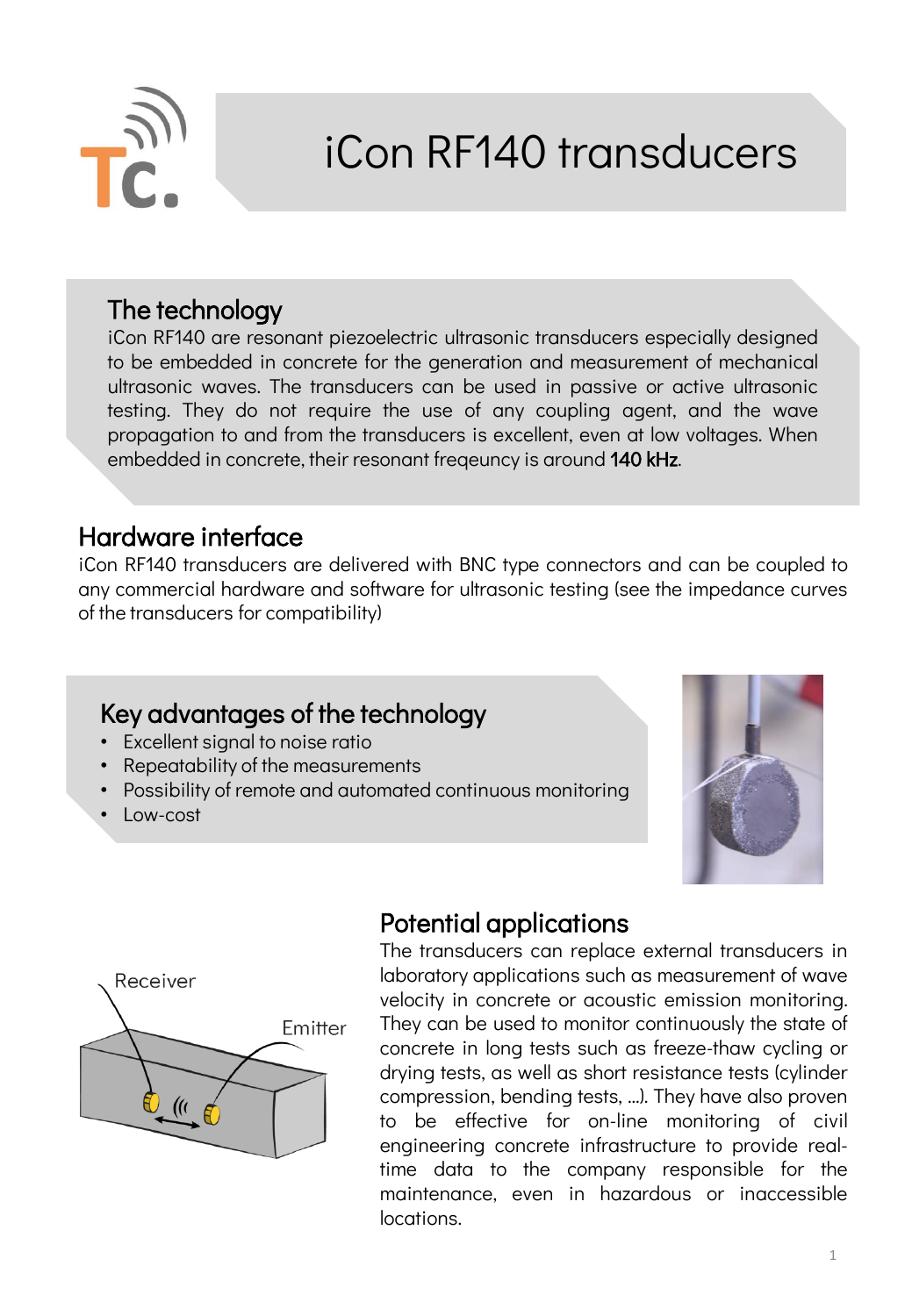# iCon RF140 transducers

## The technology

iCon RF140 are resonant piezoelectric ultrasonic transducers especially designed to be embedded in concrete for the generation and measurement of mechanical ultrasonic waves. The transducers can be used in passive or active ultrasonic testing. They do not require the use of any coupling agent, and the wave propagation to and from the transducers is excellent, even at low voltages. When embedded in concrete, their resonant freqeuncy is around **140 kHz**.

## Hardware interface

iCon RF140 transducers are delivered with BNC type connectors and can be coupled to any commercial hardware and software for ultrasonic testing (see the impedance curves of the transducers for compatibility)

## Key advantages of the technology

- Excellent signal to noise ratio
- Repeatability of the measurements
- Possibility of remote and automated continuous monitoring
- Low-cost

Receiver

Emitter

## Potential applications

The transducers can replace external transducers in laboratory applications such as measurement of wave velocity in concrete or acoustic emission monitoring. They can be used to monitor continuously the state of concrete in long tests such as freeze-thaw cycling or drying tests, as well as short resistance tests (cylinder compression, bending tests, ...). They have also proven to be effective for on-line monitoring of civil engineering concrete infrastructure to provide real-time data to the company responsible for the maintenance, even in hazardous or inaccessible locations.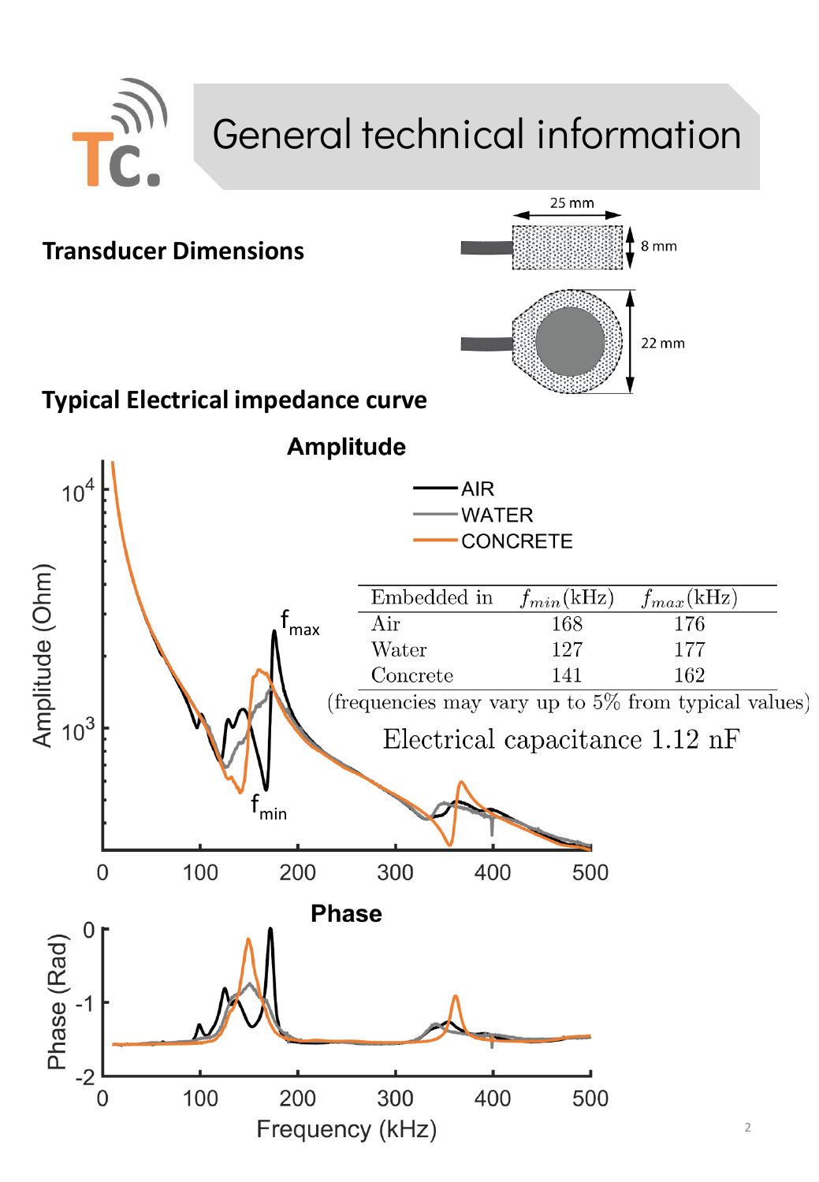# General technical information

## Transducer Dimensions

25 mm

8 mm

22 mm

## Typical Electrical impedance curve

| Embedded in | $f_{min}$(kHz) | $f_{max}$(kHz) |
|---|---|---|
| Air | 168 | 176 |
| Water | 127 | 177 |
| Concrete | 141 | 162 |

(frequencies may vary up to 5% from typical values)

Electrical capacitance 1.12 nF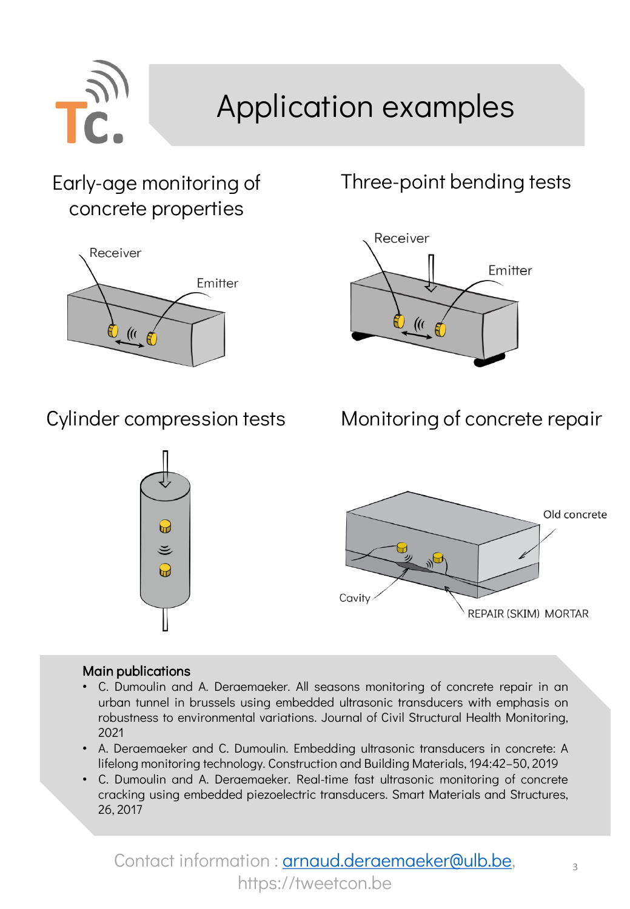# Application examples

## Early-age monitoring of concrete properties

Receiver

Emitter

## Three-point bending tests

Receiver

Emitter

## Cylinder compression tests

## Monitoring of concrete repair

Old concrete

Cavity

REPAIR (SKIM) MORTAR

**Main publications**

- C. Dumoulin and A. Deraemaeker. All seasons monitoring of concrete repair in an urban tunnel in brussels using embedded ultrasonic transducers with emphasis on robustness to environmental variations. Journal of Civil Structural Health Monitoring, 2021
- A. Deraemaeker and C. Dumoulin. Embedding ultrasonic transducers in concrete: A lifelong monitoring technology. Construction and Building Materials, 194:42–50, 2019
- C. Dumoulin and A. Deraemaeker. Real-time fast ultrasonic monitoring of concrete cracking using embedded piezoelectric transducers. Smart Materials and Structures, 26, 2017

Contact information : arnaud.deraemaeker@ulb.be, https://tweetcon.be